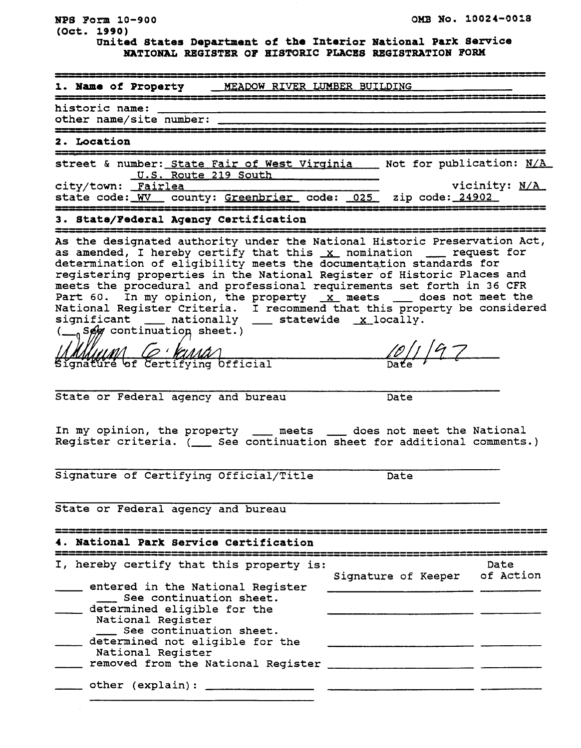NPS Form 10-900
(Oct. 1990)

OMB No. 10024-0018

**United States Department of the Interior National Park Service**
**NATIONAL REGISTER OF HISTORIC PLACES REGISTRATION FORM**

## 1. Name of Property

MEADOW RIVER LUMBER BUILDING

historic name: ____________________
other name/site number: ____________________

## 2. Location

street & number: State Fair of West Virginia, U.S. Route 219 South
Not for publication: N/A
city/town: Fairlea
vicinity: N/A
state code: WV
county: Greenbrier
code: 025
zip code: 24902

## 3. State/Federal Agency Certification

As the designated authority under the National Historic Preservation Act, as amended, I hereby certify that this _x_ nomination ___ request for determination of eligibility meets the documentation standards for registering properties in the National Register of Historic Places and meets the procedural and professional requirements set forth in 36 CFR Part 60. In my opinion, the property _x_ meets ___ does not meet the National Register Criteria. I recommend that this property be considered significant ___ nationally ___ statewide _x_ locally. (___ See continuation sheet.)

William C. Kanar — 10/1/97
Signature of Certifying Official — Date

____________________
State or Federal agency and bureau — Date

In my opinion, the property ___ meets ___ does not meet the National Register criteria. (___ See continuation sheet for additional comments.)

____________________
Signature of Certifying Official/Title — Date

____________________
State or Federal agency and bureau

## 4. National Park Service Certification

I, hereby certify that this property is:

| | Signature of Keeper | Date of Action |
|---|---|---|
| ___ entered in the National Register ___ See continuation sheet. | | |
| ___ determined eligible for the National Register ___ See continuation sheet. | | |
| ___ determined not eligible for the National Register | | |
| ___ removed from the National Register | | |
| ___ other (explain): ____________ | | |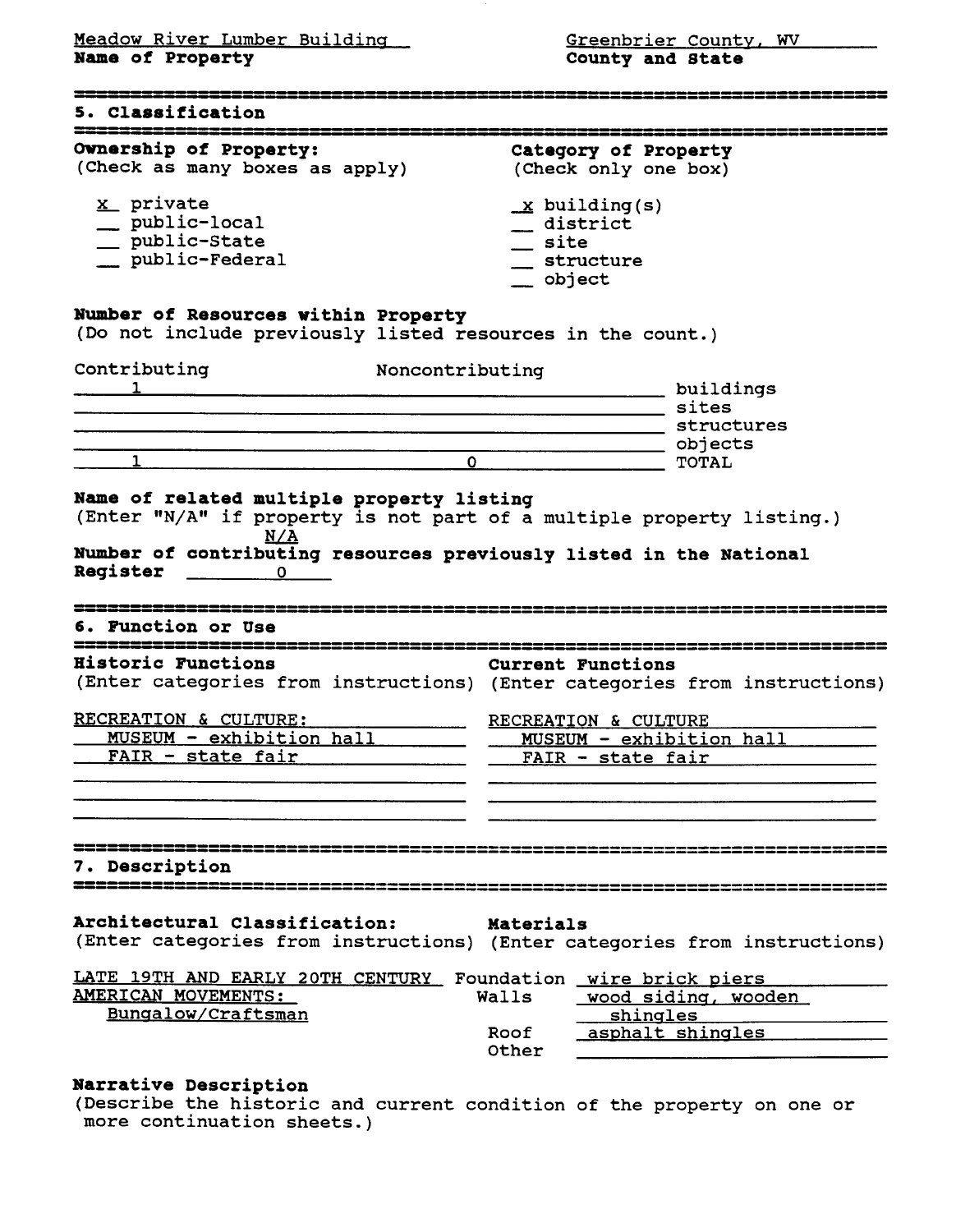Meadow River Lumber Building
**Name of Property**

Greenbrier County, WV
**County and State**

## 5. Classification

**Ownership of Property:**
(Check as many boxes as apply)

x private
__ public-local
__ public-State
__ public-Federal

**Category of Property**
(Check only one box)

x building(s)
__ district
__ site
__ structure
__ object

**Number of Resources within Property**
(Do not include previously listed resources in the count.)

| Contributing | Noncontributing | |
|---|---|---|
| 1 | | buildings |
| | | sites |
| | | structures |
| | | objects |
| 1 | 0 | TOTAL |

**Name of related multiple property listing**
(Enter "N/A" if property is not part of a multiple property listing.)
N/A

**Number of contributing resources previously listed in the National Register** 0

## 6. Function or Use

| **Historic Functions** (Enter categories from instructions) | **Current Functions** (Enter categories from instructions) |
|---|---|
| RECREATION & CULTURE: | RECREATION & CULTURE |
| MUSEUM - exhibition hall | MUSEUM - exhibition hall |
| FAIR - state fair | FAIR - state fair |

## 7. Description

**Architectural Classification:**
(Enter categories from instructions)

LATE 19TH AND EARLY 20TH CENTURY AMERICAN MOVEMENTS:
Bungalow/Craftsman

**Materials**
(Enter categories from instructions)

Foundation wire brick piers
Walls wood siding, wooden shingles
Roof asphalt shingles
Other

**Narrative Description**
(Describe the historic and current condition of the property on one or more continuation sheets.)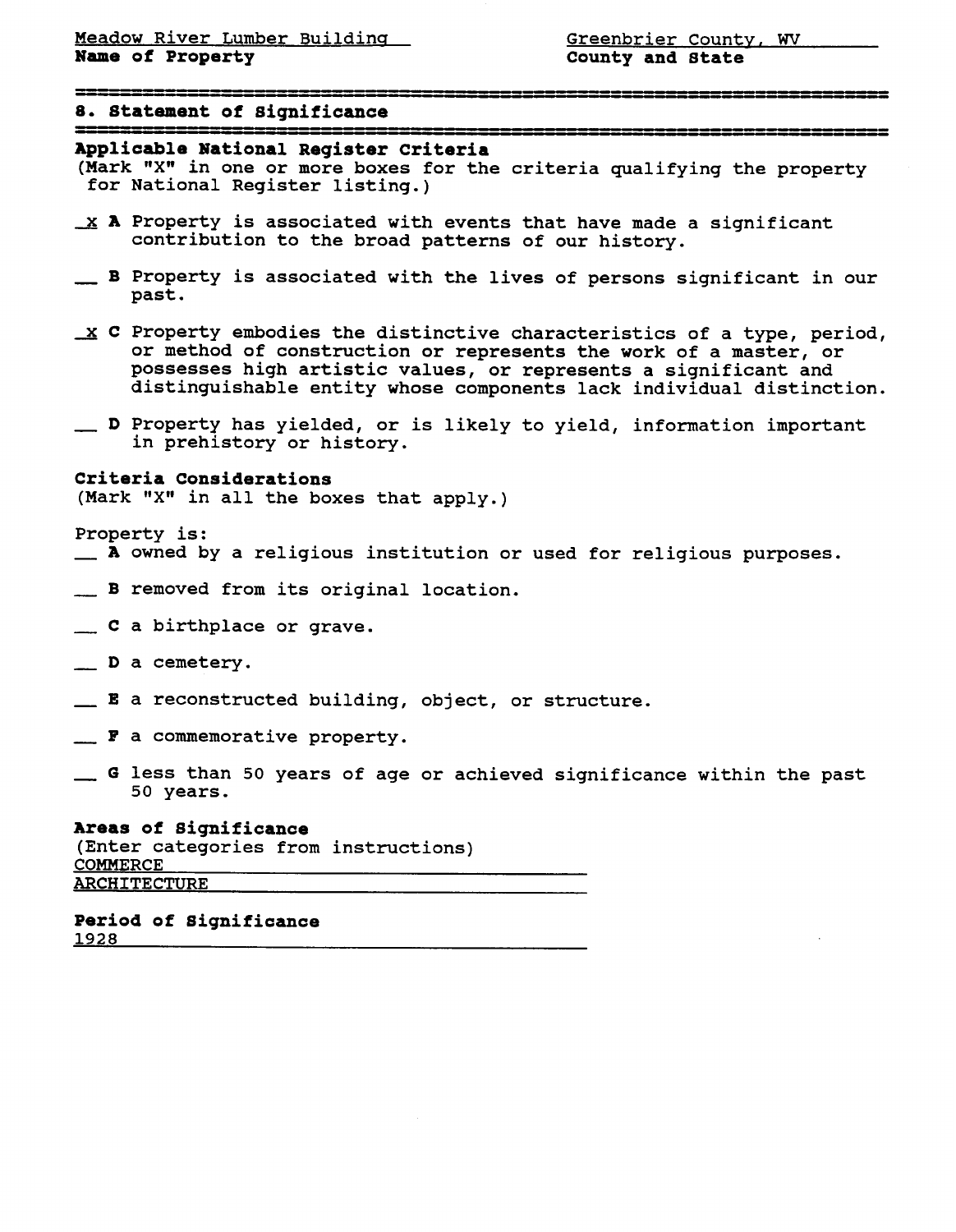Meadow River Lumber Building | Greenbrier County, WV
**Name of Property** | **County and State**

## 8. Statement of Significance

**Applicable National Register Criteria**
(Mark "X" in one or more boxes for the criteria qualifying the property for National Register listing.)

_x_ **A** Property is associated with events that have made a significant contribution to the broad patterns of our history.

__ **B** Property is associated with the lives of persons significant in our past.

_x_ **C** Property embodies the distinctive characteristics of a type, period, or method of construction or represents the work of a master, or possesses high artistic values, or represents a significant and distinguishable entity whose components lack individual distinction.

__ **D** Property has yielded, or is likely to yield, information important in prehistory or history.

**Criteria Considerations**
(Mark "X" in all the boxes that apply.)

Property is:

__ **A** owned by a religious institution or used for religious purposes.

__ **B** removed from its original location.

__ **C** a birthplace or grave.

__ **D** a cemetery.

__ **E** a reconstructed building, object, or structure.

__ **F** a commemorative property.

__ **G** less than 50 years of age or achieved significance within the past 50 years.

**Areas of Significance**
(Enter categories from instructions)
COMMERCE
ARCHITECTURE

**Period of Significance**
1928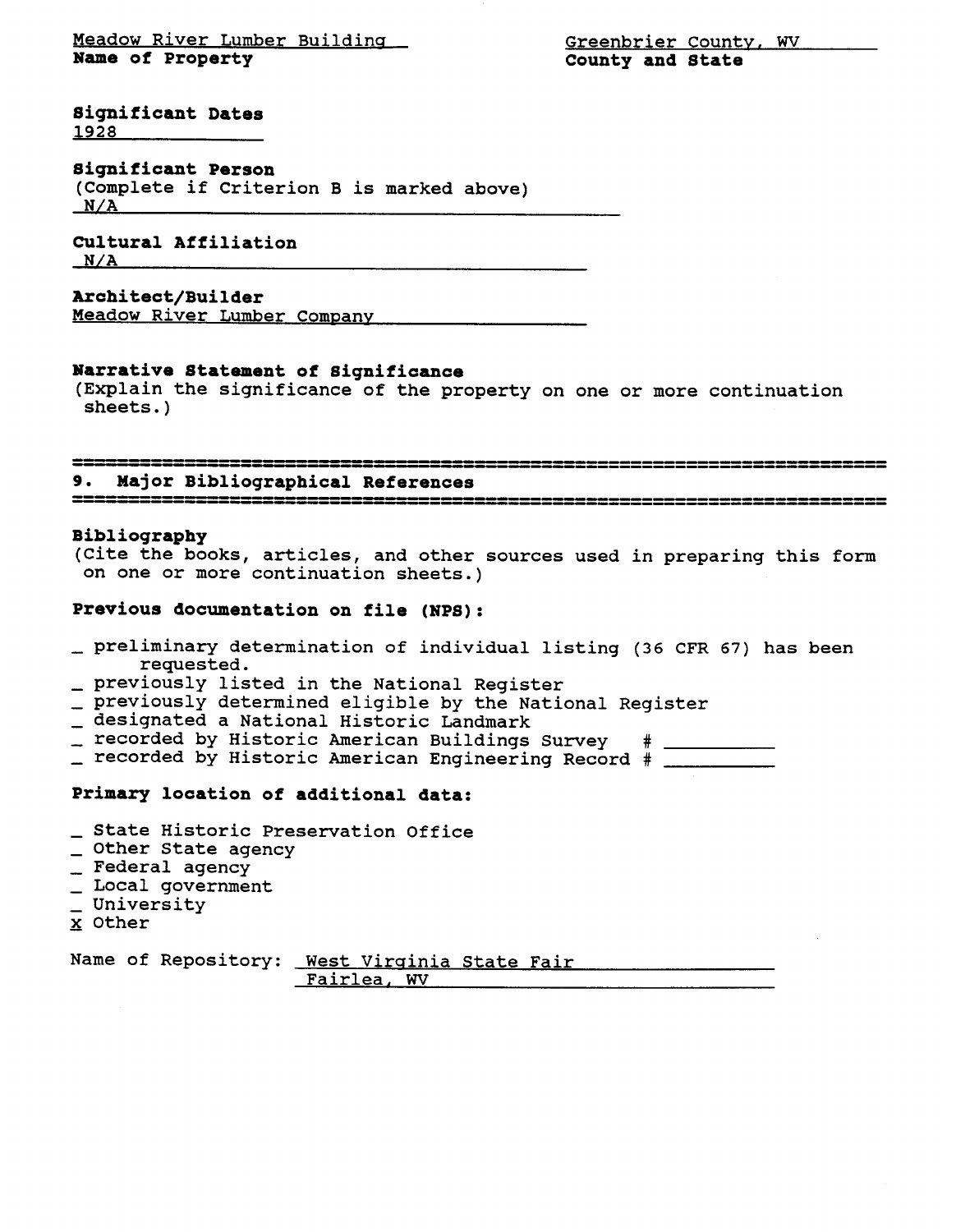Meadow River Lumber Building
**Name of Property**

Greenbrier County, WV
**County and State**

**Significant Dates**
1928

**Significant Person**
(Complete if Criterion B is marked above)
N/A

**Cultural Affiliation**
N/A

**Architect/Builder**
Meadow River Lumber Company

**Narrative Statement of Significance**
(Explain the significance of the property on one or more continuation sheets.)

## 9. Major Bibliographical References

**Bibliography**
(Cite the books, articles, and other sources used in preparing this form on one or more continuation sheets.)

**Previous documentation on file (NPS):**

- _ preliminary determination of individual listing (36 CFR 67) has been requested.
- _ previously listed in the National Register
- _ previously determined eligible by the National Register
- _ designated a National Historic Landmark
- _ recorded by Historic American Buildings Survey # ________
- _ recorded by Historic American Engineering Record # ________

**Primary location of additional data:**

- _ State Historic Preservation Office
- _ Other State agency
- _ Federal agency
- _ Local government
- _ University
- x Other

Name of Repository: West Virginia State Fair
Fairlea, WV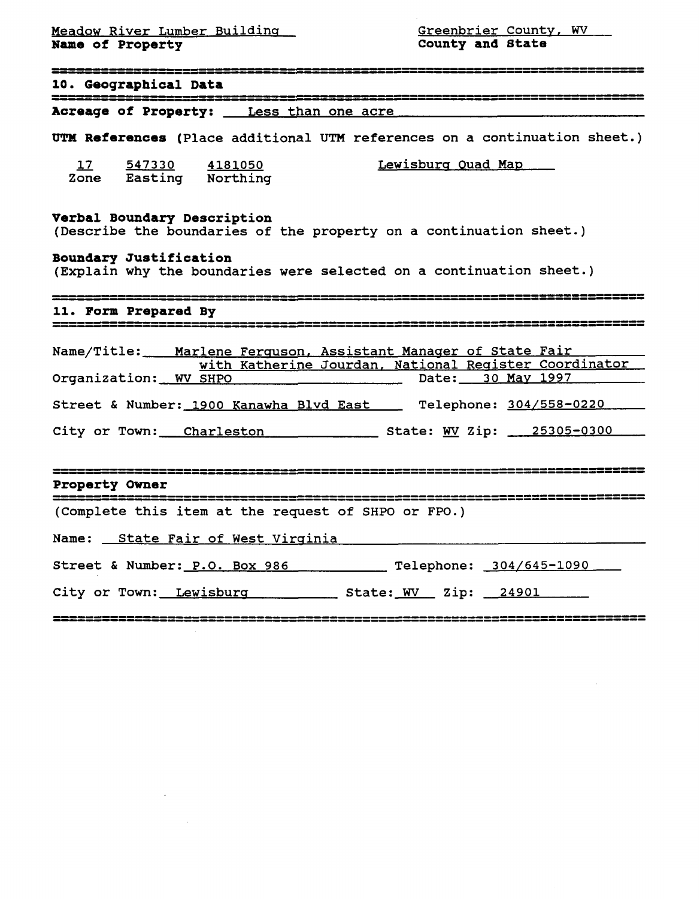Meadow River Lumber Building
**Name of Property**

Greenbrier County, WV
**County and State**

## 10. Geographical Data

**Acreage of Property:** Less than one acre

**UTM References** (Place additional UTM references on a continuation sheet.)

| Zone | Easting | Northing | |
|---|---|---|---|
| 17 | 547330 | 4181050 | Lewisburg Quad Map |

**Verbal Boundary Description**
(Describe the boundaries of the property on a continuation sheet.)

**Boundary Justification**
(Explain why the boundaries were selected on a continuation sheet.)

## 11. Form Prepared By

Name/Title: Marlene Ferguson, Assistant Manager of State Fair with Katherine Jourdan, National Register Coordinator

Organization: WV SHPO Date: 30 May 1997

Street & Number: 1900 Kanawha Blvd East Telephone: 304/558-0220

City or Town: Charleston State: WV Zip: 25305-0300

## Property Owner

(Complete this item at the request of SHPO or FPO.)

Name: State Fair of West Virginia

Street & Number: P.O. Box 986 Telephone: 304/645-1090

City or Town: Lewisburg State: WV Zip: 24901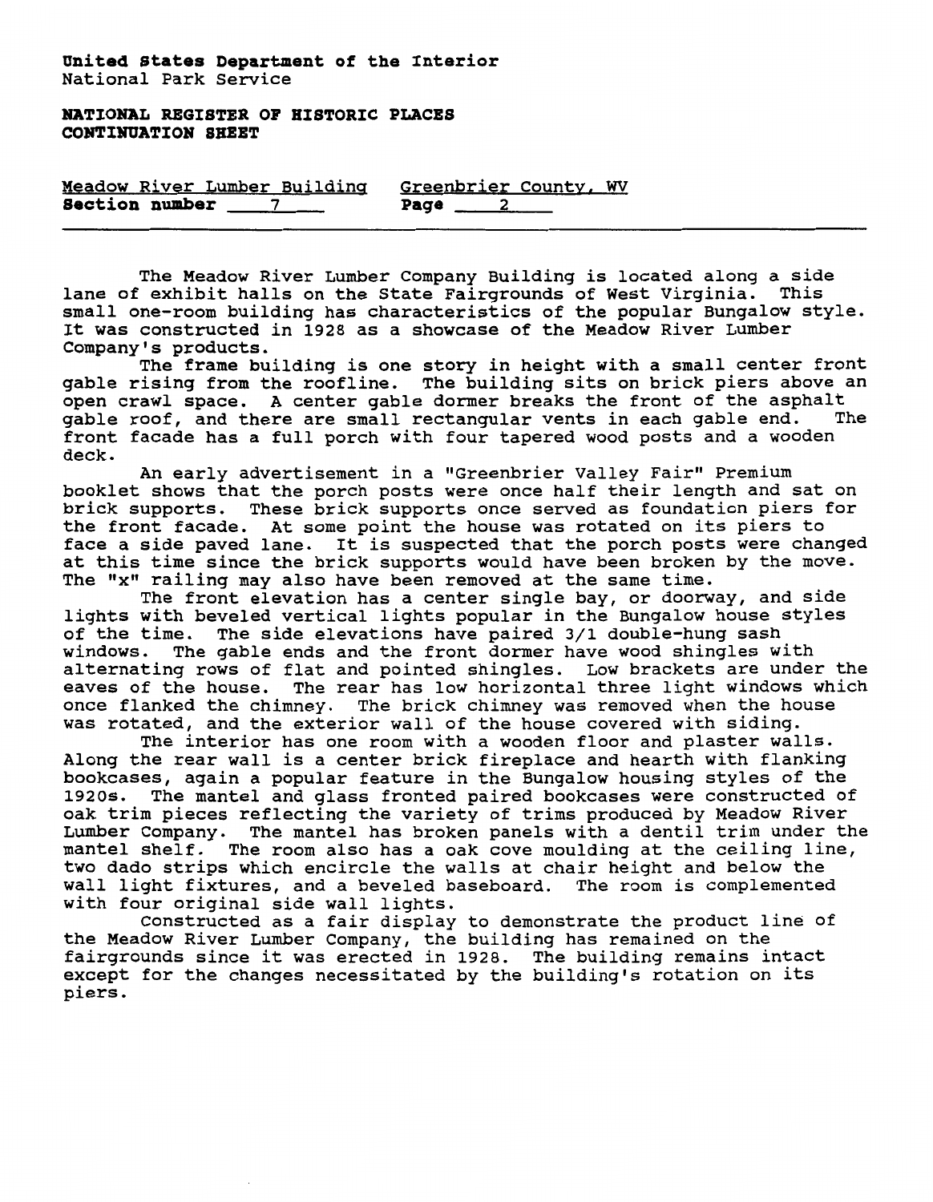**United States Department of the Interior**
National Park Service

**NATIONAL REGISTER OF HISTORIC PLACES**
**CONTINUATION SHEET**

Meadow River Lumber Building    Greenbrier County, WV
**Section number** 7    **Page** 2

The Meadow River Lumber Company Building is located along a side lane of exhibit halls on the State Fairgrounds of West Virginia. This small one-room building has characteristics of the popular Bungalow style. It was constructed in 1928 as a showcase of the Meadow River Lumber Company's products.

The frame building is one story in height with a small center front gable rising from the roofline. The building sits on brick piers above an open crawl space. A center gable dormer breaks the front of the asphalt gable roof, and there are small rectangular vents in each gable end. The front facade has a full porch with four tapered wood posts and a wooden deck.

An early advertisement in a "Greenbrier Valley Fair" Premium booklet shows that the porch posts were once half their length and sat on brick supports. These brick supports once served as foundation piers for the front facade. At some point the house was rotated on its piers to face a side paved lane. It is suspected that the porch posts were changed at this time since the brick supports would have been broken by the move. The "x" railing may also have been removed at the same time.

The front elevation has a center single bay, or doorway, and side lights with beveled vertical lights popular in the Bungalow house styles of the time. The side elevations have paired 3/1 double-hung sash windows. The gable ends and the front dormer have wood shingles with alternating rows of flat and pointed shingles. Low brackets are under the eaves of the house. The rear has low horizontal three light windows which once flanked the chimney. The brick chimney was removed when the house was rotated, and the exterior wall of the house covered with siding.

The interior has one room with a wooden floor and plaster walls. Along the rear wall is a center brick fireplace and hearth with flanking bookcases, again a popular feature in the Bungalow housing styles of the 1920s. The mantel and glass fronted paired bookcases were constructed of oak trim pieces reflecting the variety of trims produced by Meadow River Lumber Company. The mantel has broken panels with a dentil trim under the mantel shelf. The room also has a oak cove moulding at the ceiling line, two dado strips which encircle the walls at chair height and below the wall light fixtures, and a beveled baseboard. The room is complemented with four original side wall lights.

Constructed as a fair display to demonstrate the product line of the Meadow River Lumber Company, the building has remained on the fairgrounds since it was erected in 1928. The building remains intact except for the changes necessitated by the building's rotation on its piers.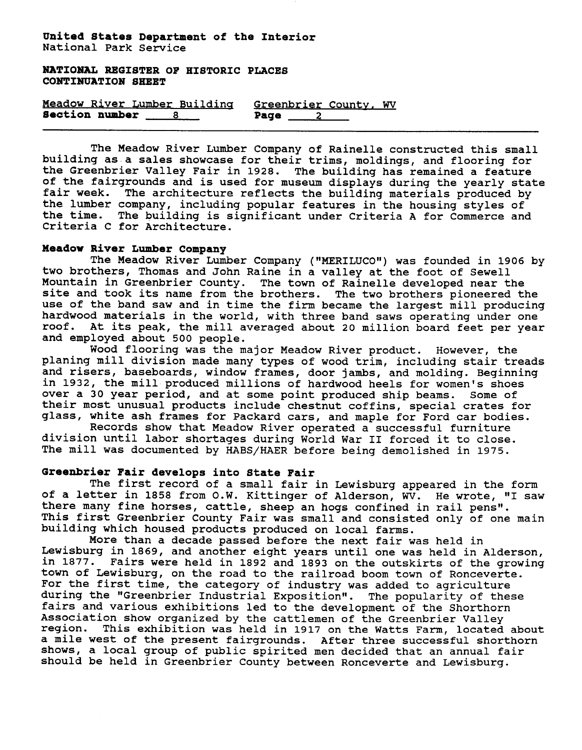United States Department of the Interior
National Park Service

NATIONAL REGISTER OF HISTORIC PLACES
CONTINUATION SHEET

Meadow River Lumber Building Greenbrier County, WV
Section number 8 Page 2

The Meadow River Lumber Company of Rainelle constructed this small building as a sales showcase for their trims, moldings, and flooring for the Greenbrier Valley Fair in 1928. The building has remained a feature of the fairgrounds and is used for museum displays during the yearly state fair week. The architecture reflects the building materials produced by the lumber company, including popular features in the housing styles of the time. The building is significant under Criteria A for Commerce and Criteria C for Architecture.

**Meadow River Lumber Company**

The Meadow River Lumber Company ("MERILUCO") was founded in 1906 by two brothers, Thomas and John Raine in a valley at the foot of Sewell Mountain in Greenbrier County. The town of Rainelle developed near the site and took its name from the brothers. The two brothers pioneered the use of the band saw and in time the firm became the largest mill producing hardwood materials in the world, with three band saws operating under one roof. At its peak, the mill averaged about 20 million board feet per year and employed about 500 people.

Wood flooring was the major Meadow River product. However, the planing mill division made many types of wood trim, including stair treads and risers, baseboards, window frames, door jambs, and molding. Beginning in 1932, the mill produced millions of hardwood heels for women's shoes over a 30 year period, and at some point produced ship beams. Some of their most unusual products include chestnut coffins, special crates for glass, white ash frames for Packard cars, and maple for Ford car bodies.

Records show that Meadow River operated a successful furniture division until labor shortages during World War II forced it to close. The mill was documented by HABS/HAER before being demolished in 1975.

**Greenbrier Fair develops into State Fair**

The first record of a small fair in Lewisburg appeared in the form of a letter in 1858 from O.W. Kittinger of Alderson, WV. He wrote, "I saw there many fine horses, cattle, sheep an hogs confined in rail pens". This first Greenbrier County Fair was small and consisted only of one main building which housed products produced on local farms.

More than a decade passed before the next fair was held in Lewisburg in 1869, and another eight years until one was held in Alderson, in 1877. Fairs were held in 1892 and 1893 on the outskirts of the growing town of Lewisburg, on the road to the railroad boom town of Ronceverte. For the first time, the category of industry was added to agriculture during the "Greenbrier Industrial Exposition". The popularity of these fairs and various exhibitions led to the development of the Shorthorn Association show organized by the cattlemen of the Greenbrier Valley region. This exhibition was held in 1917 on the Watts Farm, located about a mile west of the present fairgrounds. After three successful shorthorn shows, a local group of public spirited men decided that an annual fair should be held in Greenbrier County between Ronceverte and Lewisburg.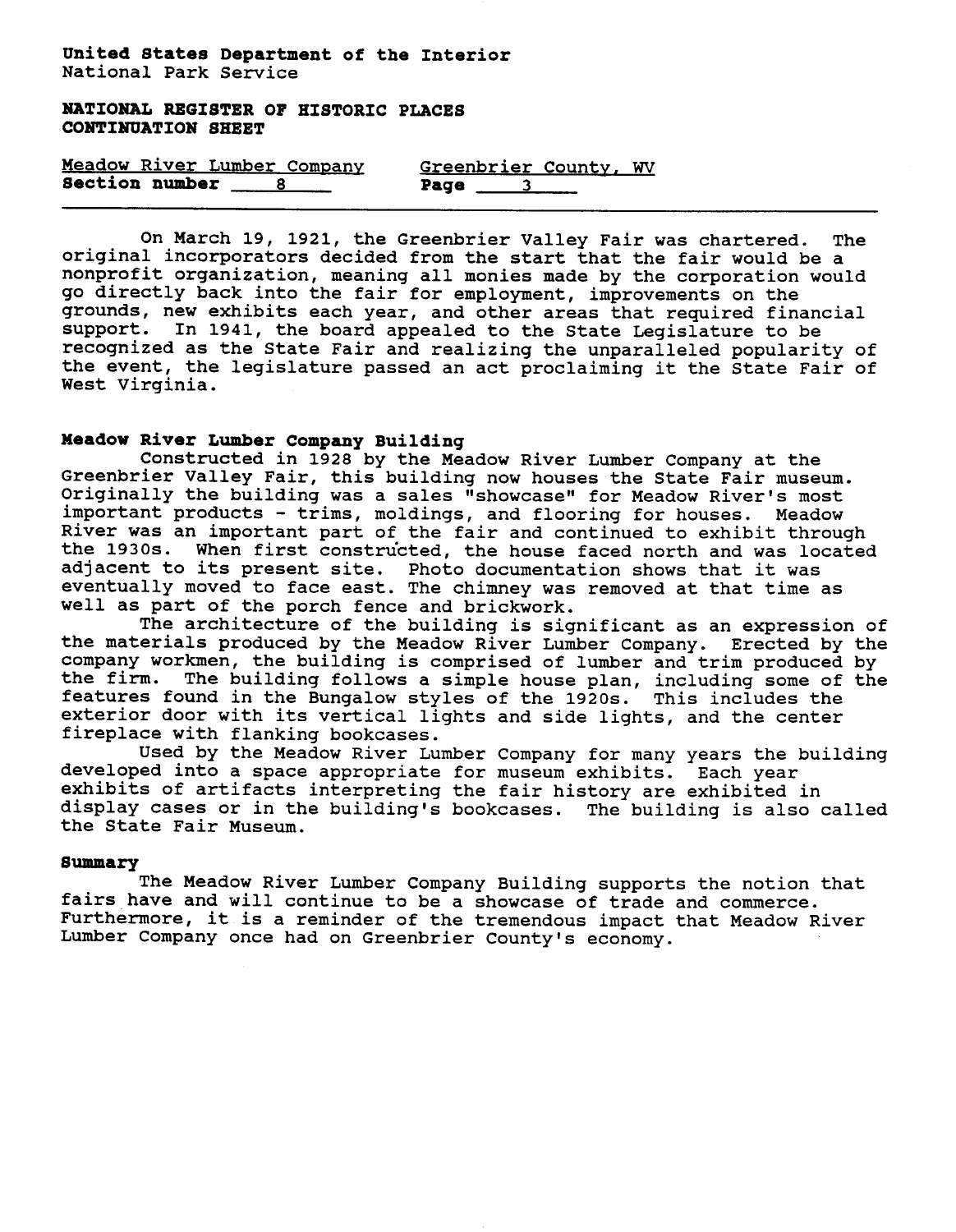**United States Department of the Interior**
National Park Service

**NATIONAL REGISTER OF HISTORIC PLACES**
**CONTINUATION SHEET**

Meadow River Lumber Company — Greenbrier County, WV
**Section number** 8 — **Page** 3

On March 19, 1921, the Greenbrier Valley Fair was chartered. The original incorporators decided from the start that the fair would be a nonprofit organization, meaning all monies made by the corporation would go directly back into the fair for employment, improvements on the grounds, new exhibits each year, and other areas that required financial support. In 1941, the board appealed to the State Legislature to be recognized as the State Fair and realizing the unparalleled popularity of the event, the legislature passed an act proclaiming it the State Fair of West Virginia.

**Meadow River Lumber Company Building**

Constructed in 1928 by the Meadow River Lumber Company at the Greenbrier Valley Fair, this building now houses the State Fair museum. Originally the building was a sales "showcase" for Meadow River's most important products - trims, moldings, and flooring for houses. Meadow River was an important part of the fair and continued to exhibit through the 1930s. When first constructed, the house faced north and was located adjacent to its present site. Photo documentation shows that it was eventually moved to face east. The chimney was removed at that time as well as part of the porch fence and brickwork.

The architecture of the building is significant as an expression of the materials produced by the Meadow River Lumber Company. Erected by the company workmen, the building is comprised of lumber and trim produced by the firm. The building follows a simple house plan, including some of the features found in the Bungalow styles of the 1920s. This includes the exterior door with its vertical lights and side lights, and the center fireplace with flanking bookcases.

Used by the Meadow River Lumber Company for many years the building developed into a space appropriate for museum exhibits. Each year exhibits of artifacts interpreting the fair history are exhibited in display cases or in the building's bookcases. The building is also called the State Fair Museum.

**Summary**

The Meadow River Lumber Company Building supports the notion that fairs have and will continue to be a showcase of trade and commerce. Furthermore, it is a reminder of the tremendous impact that Meadow River Lumber Company once had on Greenbrier County's economy.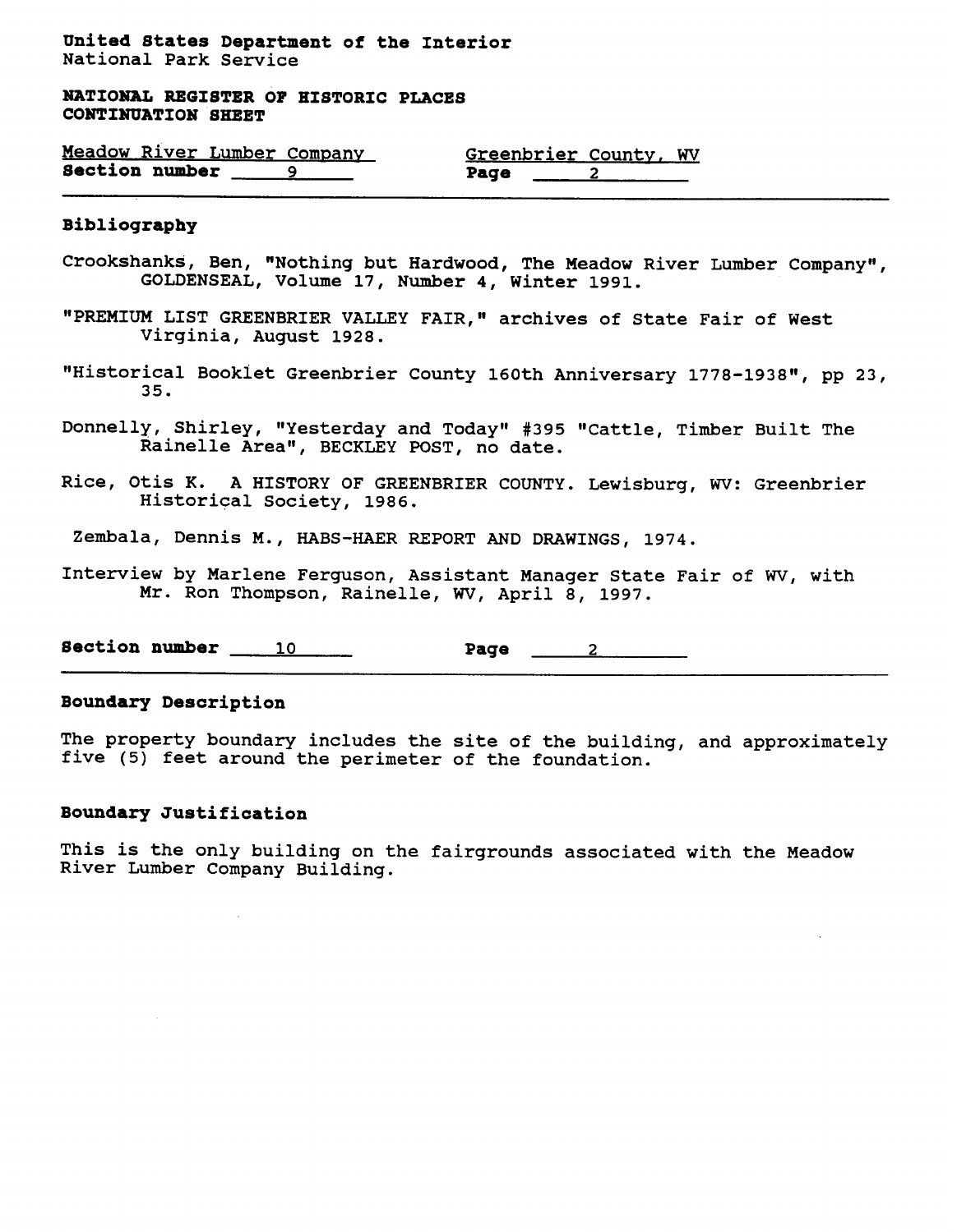United States Department of the Interior
National Park Service

**NATIONAL REGISTER OF HISTORIC PLACES CONTINUATION SHEET**

Meadow River Lumber Company — Greenbrier County, WV
**Section number** 9 **Page** 2

### Bibliography

Crookshanks, Ben, "Nothing but Hardwood, The Meadow River Lumber Company", GOLDENSEAL, Volume 17, Number 4, Winter 1991.

"PREMIUM LIST GREENBRIER VALLEY FAIR," archives of State Fair of West Virginia, August 1928.

"Historical Booklet Greenbrier County 160th Anniversary 1778-1938", pp 23, 35.

Donnelly, Shirley, "Yesterday and Today" #395 "Cattle, Timber Built The Rainelle Area", BECKLEY POST, no date.

Rice, Otis K. A HISTORY OF GREENBRIER COUNTY. Lewisburg, WV: Greenbrier Historical Society, 1986.

Zembala, Dennis M., HABS-HAER REPORT AND DRAWINGS, 1974.

Interview by Marlene Ferguson, Assistant Manager State Fair of WV, with Mr. Ron Thompson, Rainelle, WV, April 8, 1997.

**Section number** 10 **Page** 2

### Boundary Description

The property boundary includes the site of the building, and approximately five (5) feet around the perimeter of the foundation.

### Boundary Justification

This is the only building on the fairgrounds associated with the Meadow River Lumber Company Building.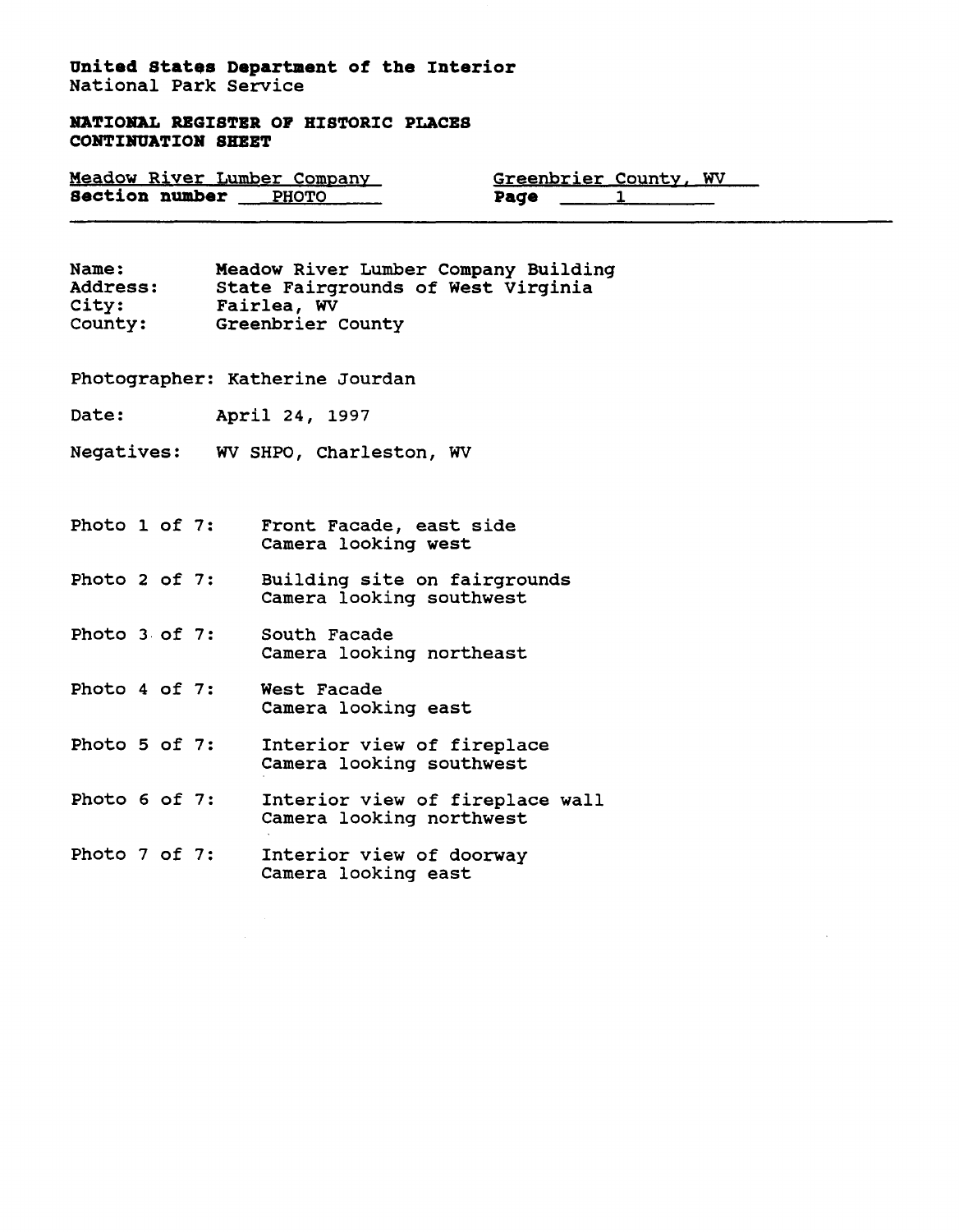**United States Department of the Interior**
National Park Service

**NATIONAL REGISTER OF HISTORIC PLACES**
**CONTINUATION SHEET**

Meadow River Lumber Company — Greenbrier County, WV
**Section number** PHOTO — **Page** 1

---

Name: Meadow River Lumber Company Building
Address: State Fairgrounds of West Virginia
City: Fairlea, WV
County: Greenbrier County

Photographer: Katherine Jourdan

Date: April 24, 1997

Negatives: WV SHPO, Charleston, WV

Photo 1 of 7: Front Facade, east side
Camera looking west

Photo 2 of 7: Building site on fairgrounds
Camera looking southwest

Photo 3 of 7: South Facade
Camera looking northeast

Photo 4 of 7: West Facade
Camera looking east

Photo 5 of 7: Interior view of fireplace
Camera looking southwest

Photo 6 of 7: Interior view of fireplace wall
Camera looking northwest

Photo 7 of 7: Interior view of doorway
Camera looking east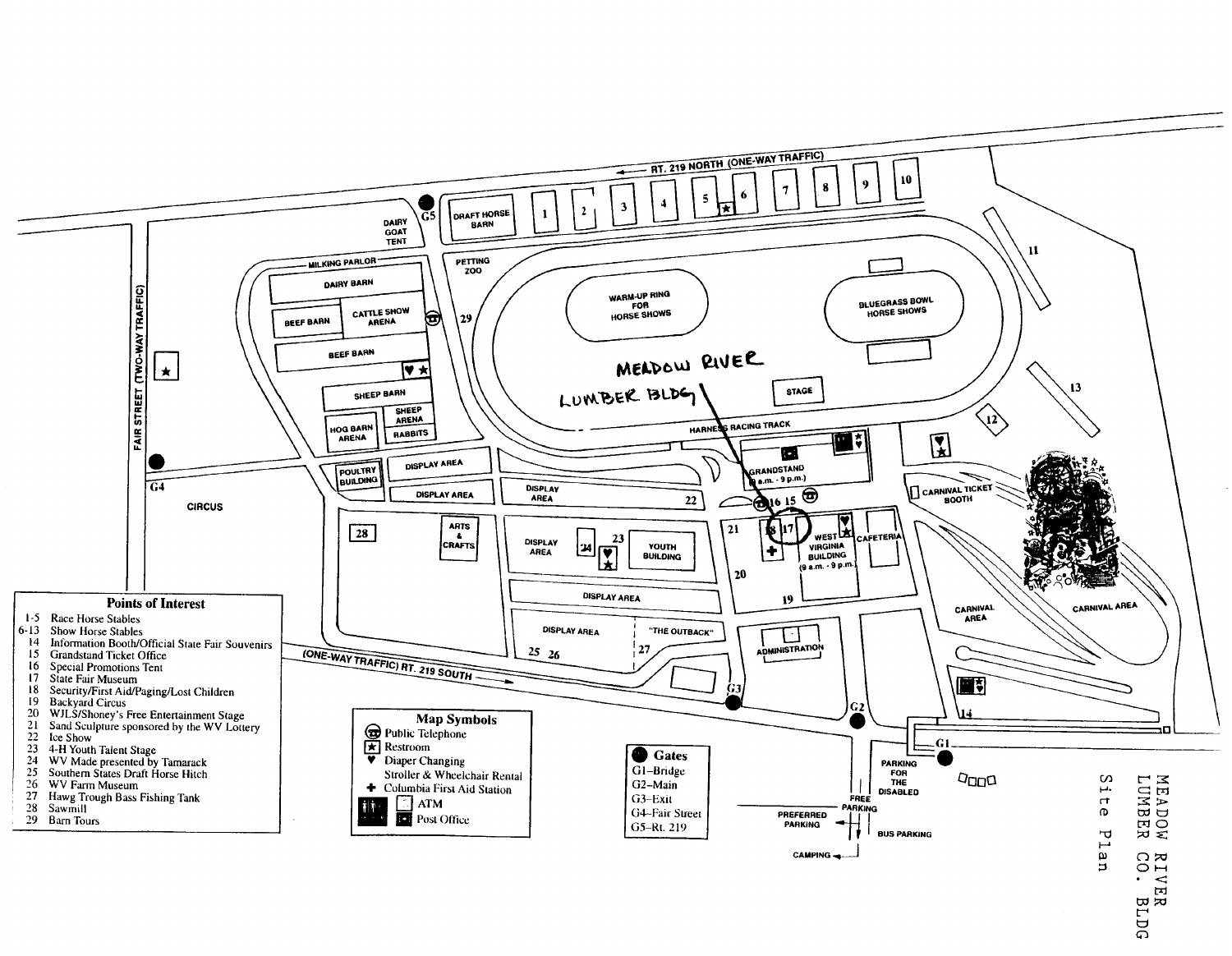**MEADOW RIVER LUMBER CO. BLDG**

**Site Plan**

MEADOW RIVER LUMBER BLDG

RT. 219 NORTH (ONE-WAY TRAFFIC)

(ONE-WAY TRAFFIC) RT. 219 SOUTH

FAIR STREET (TWO-WAY TRAFFIC)

DRAFT HORSE BARN

DAIRY GOAT TENT

MILKING PARLOR

DAIRY BARN

BEEF BARN

CATTLE SHOW ARENA

SHEEP BARN

SHEEP ARENA

HOG BARN ARENA

RABBITS

POULTRY BUILDING

DISPLAY AREA

PETTING ZOO

WARM-UP RING FOR HORSE SHOWS

BLUEGRASS BOWL HORSE SHOWS

STAGE

HARNESS RACING TRACK

GRANDSTAND (9 a.m. - 9 p.m.)

CARNIVAL TICKET BOOTH

CARNIVAL AREA

CIRCUS

ARTS & CRAFTS

YOUTH BUILDING

WEST VIRGINIA BUILDING (9 a.m. - 9 p.m.)

CAFETERIA

"THE OUTBACK"

ADMINISTRATION

PARKING FOR THE DISABLED

FREE PARKING

PREFERRED PARKING

BUS PARKING

CAMPING

## Points of Interest

- 1-5 Race Horse Stables
- 6-13 Show Horse Stables
- 14 Information Booth/Official State Fair Souvenirs
- 15 Grandstand Ticket Office
- 16 Special Promotions Tent
- 17 State Fair Museum
- 18 Security/First Aid/Paging/Lost Children
- 19 Backyard Circus
- 20 WJLS/Shoney's Free Entertainment Stage
- 21 Sand Sculpture sponsored by the WV Lottery
- 22 Ice Show
- 23 4-H Youth Talent Stage
- 24 WV Made presented by Tamarack
- 25 Southern States Draft Horse Hitch
- 26 WV Farm Museum
- 27 Hawg Trough Bass Fishing Tank
- 28 Sawmill
- 29 Barn Tours

## Map Symbols

- Public Telephone
- Restroom
- Diaper Changing
- Stroller & Wheelchair Rental
- Columbia First Aid Station
- ATM
- Post Office

## Gates

- G1–Bridge
- G2–Main
- G3–Exit
- G4–Fair Street
- G5–Rt. 219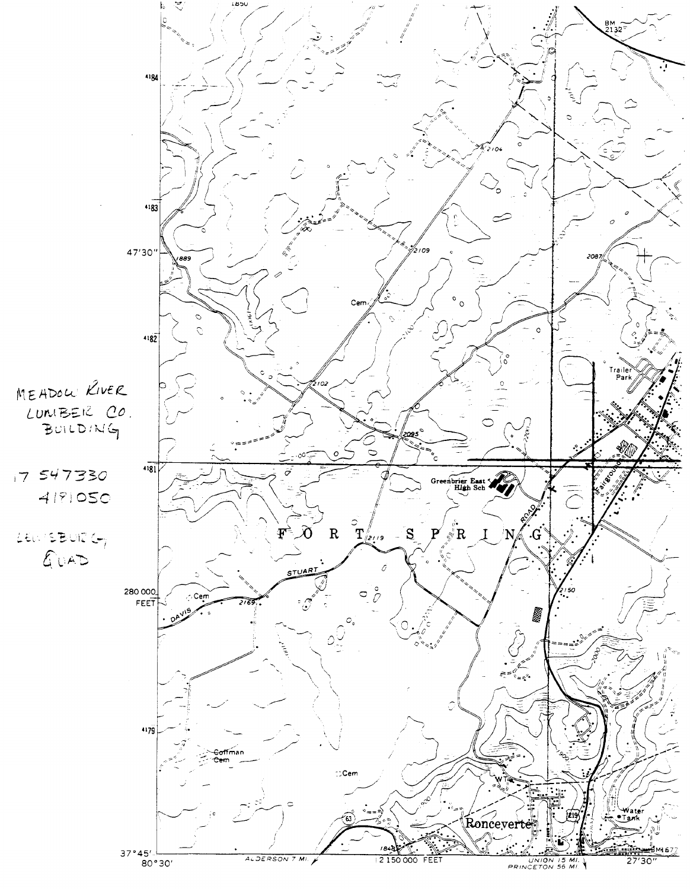MEADOW RIVER
LUMBER CO.
BUILDING

17 547330
4181050

LEWISBURG
QUAD

1850

BM
2132

4184

2106

4183

47'30"

1889

2109

2087

Cem

4182

Trailer
Park

2102

2095

2200

4181

Greenbrier East
High Sch

Fairgrounds

ROAD

F O R T S P R I N G

2119

STUART

DAVIS

280 000
FEET

Cem

2169

2150

2000

4179

Coffman
Cem

Cem

1900

WT

63

Water
Tank

219

Ronceverte

1848

BM1677

37°45'
80°30'

ALDERSON 7 MI.

12 150 000 FEET

UNION 15 MI.
PRINCETON 56 MI.

27'30"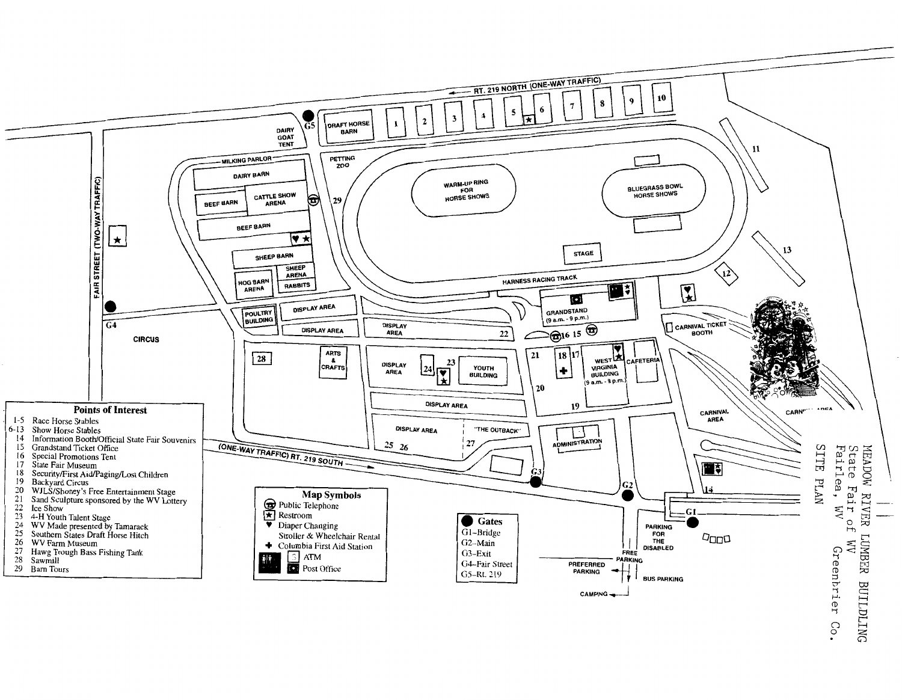MEADOW RIVER LUMBER BUILDING
State Fair of WV
Fairlea, WV Greenbrier Co.
SITE PLAN

RT. 219 NORTH (ONE-WAY TRAFFIC)

FAIR STREET (TWO-WAY TRAFFIC)

(ONE-WAY TRAFFIC) RT. 219 SOUTH

DRAFT HORSE BARN

DAIRY GOAT TENT

MILKING PARLOR

DAIRY BARN

BEEF BARN

CATTLE SHOW ARENA

BEEF BARN

SHEEP BARN

SHEEP ARENA

HOG BARN ARENA

RABBITS

POULTRY BUILDING

PETTING ZOO

WARM-UP RING FOR HORSE SHOWS

BLUEGRASS BOWL HORSE SHOWS

STAGE

HARNESS RACING TRACK

GRANDSTAND (9 a.m. - 9 p.m.)

DISPLAY AREA

DISPLAY AREA

DISPLAY AREA

DISPLAY AREA

DISPLAY AREA

DISPLAY AREA

ARTS & CRAFTS

YOUTH BUILDING

"THE OUTBACK"

WEST VIRGINIA BUILDING (9 a.m. - 8 p.m.)

CAFETERIA

ADMINISTRATION

CARNIVAL TICKET BOOTH

CARNIVAL AREA

CIRCUS

PARKING FOR THE DISABLED

FREE PARKING

PREFERRED PARKING

BUS PARKING

CAMPING

G1, G2, G3, G4, G5

1, 2, 3, 4, 5, 6, 7, 8, 9, 10, 11, 12, 13, 14, 15, 16, 17, 18, 19, 20, 21, 22, 23, 24, 25, 26, 27, 28, 29

## Points of Interest

- 1-5 Race Horse Stables
- 6-13 Show Horse Stables
- 14 Information Booth/Official State Fair Souvenirs
- 15 Grandstand Ticket Office
- 16 Special Promotions Tent
- 17 State Fair Museum
- 18 Security/First Aid/Paging/Lost Children
- 19 Backyard Circus
- 20 WJLS/Shoney's Free Entertainment Stage
- 21 Sand Sculpture sponsored by the WV Lottery
- 22 Ice Show
- 23 4-H Youth Talent Stage
- 24 WV Made presented by Tamarack
- 25 Southern States Draft Horse Hitch
- 26 WV Farm Museum
- 27 Hawg Trough Bass Fishing Tank
- 28 Sawmill
- 29 Barn Tours

## Map Symbols

- Public Telephone
- Restroom
- ♥ Diaper Changing
- Stroller & Wheelchair Rental
- ✚ Columbia First Aid Station
- ATM
- Post Office

## Gates

- G1–Bridge
- G2–Main
- G3–Exit
- G4–Fair Street
- G5–Rt. 219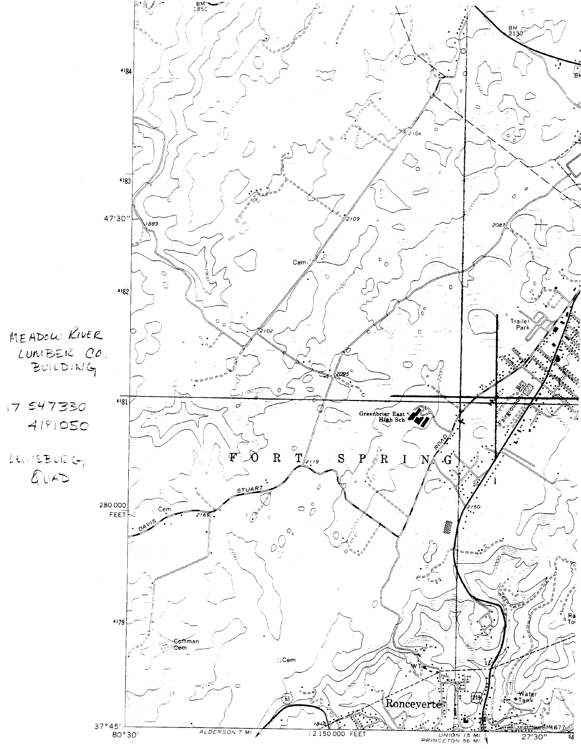MEADOW RIVER
LUMBER CO.
BUILDING

17 547330
4181050

LEWISBURG
QUAD

BM 1850
BM 2132
4184
4183
47'30"
1889
2104
2109
2087
Cem
4182
2102
2095
Trailer Park
2100
4181
Greenbrier East High Sch
Fairgrounds
ROAD
F O R T S P R I N G
2119
STUART
280 000 FEET
Cem
2169
DAVIS
2150
4179
Coffman Cem
Cem
WT
63
Ronceverte
219
Water Tank
1845
BM 1677
37°45'
80°30'
ALDERSON 7 MI.
12 150 000 FEET
UNION 15 MI.
PRINCETON 56 MI.
27'30"